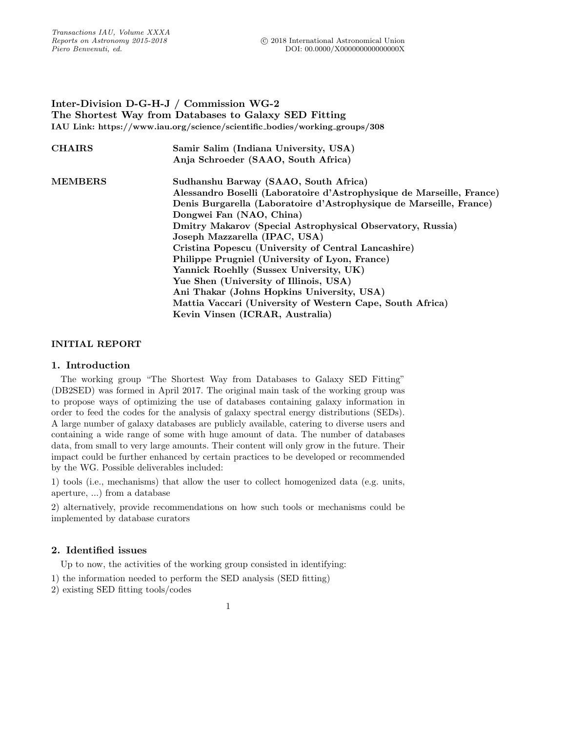# Inter-Division D-G-H-J / Commission WG-2
## The Shortest Way from Databases to Galaxy SED Fitting

**IAU Link: https://www.iau.org/science/scientific_bodies/working_groups/308**

| | |
|---|---|
| **CHAIRS** | **Samir Salim (Indiana University, USA)** |
| | **Anja Schroeder (SAAO, South Africa)** |
| **MEMBERS** | **Sudhanshu Barway (SAAO, South Africa)** |
| | **Alessandro Boselli (Laboratoire d'Astrophysique de Marseille, France)** |
| | **Denis Burgarella (Laboratoire d'Astrophysique de Marseille, France)** |
| | **Dongwei Fan (NAO, China)** |
| | **Dmitry Makarov (Special Astrophysical Observatory, Russia)** |
| | **Joseph Mazzarella (IPAC, USA)** |
| | **Cristina Popescu (University of Central Lancashire)** |
| | **Philippe Prugniel (University of Lyon, France)** |
| | **Yannick Roehlly (Sussex University, UK)** |
| | **Yue Shen (University of Illinois, USA)** |
| | **Ani Thakar (Johns Hopkins University, USA)** |
| | **Mattia Vaccari (University of Western Cape, South Africa)** |
| | **Kevin Vinsen (ICRAR, Australia)** |

**INITIAL REPORT**

## 1. Introduction

The working group "The Shortest Way from Databases to Galaxy SED Fitting" (DB2SED) was formed in April 2017. The original main task of the working group was to propose ways of optimizing the use of databases containing galaxy information in order to feed the codes for the analysis of galaxy spectral energy distributions (SEDs). A large number of galaxy databases are publicly available, catering to diverse users and containing a wide range of some with huge amount of data. The number of databases data, from small to very large amounts. Their content will only grow in the future. Their impact could be further enhanced by certain practices to be developed or recommended by the WG. Possible deliverables included:

1) tools (i.e., mechanisms) that allow the user to collect homogenized data (e.g. units, aperture, ...) from a database

2) alternatively, provide recommendations on how such tools or mechanisms could be implemented by database curators

## 2. Identified issues

Up to now, the activities of the working group consisted in identifying:

1) the information needed to perform the SED analysis (SED fitting)
2) existing SED fitting tools/codes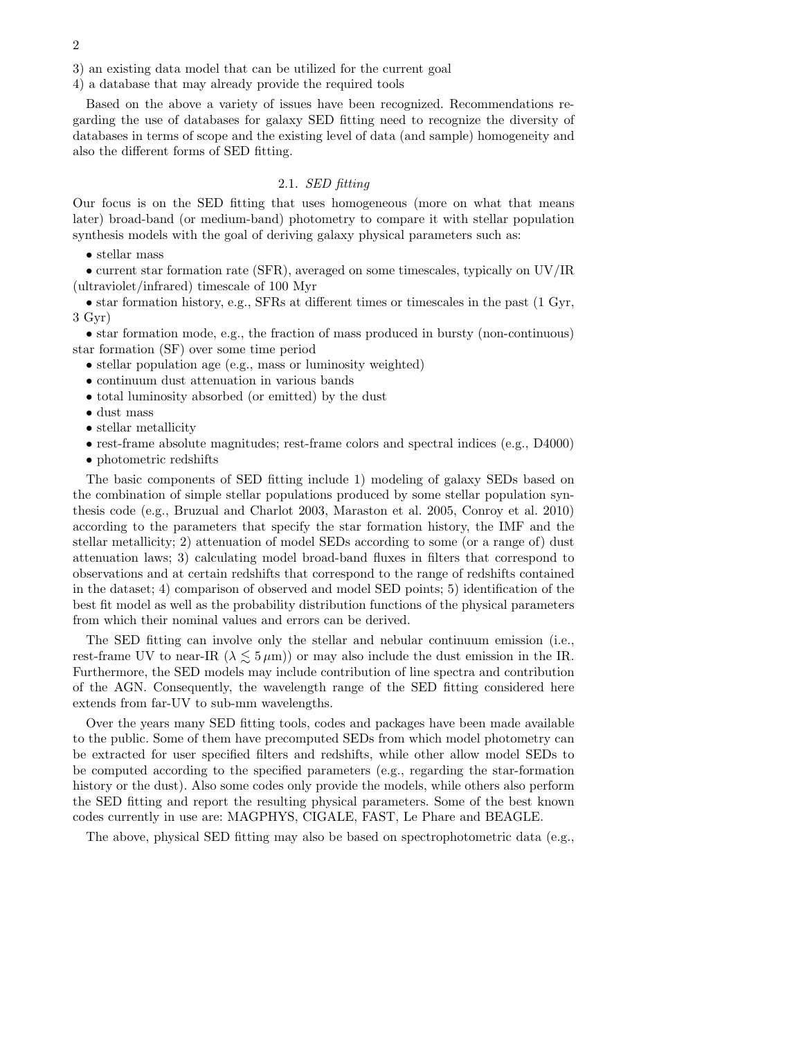3) an existing data model that can be utilized for the current goal
4) a database that may already provide the required tools

Based on the above a variety of issues have been recognized. Recommendations regarding the use of databases for galaxy SED fitting need to recognize the diversity of databases in terms of scope and the existing level of data (and sample) homogeneity and also the different forms of SED fitting.

### 2.1. *SED fitting*

Our focus is on the SED fitting that uses homogeneous (more on what that means later) broad-band (or medium-band) photometry to compare it with stellar population synthesis models with the goal of deriving galaxy physical parameters such as:

- stellar mass
- current star formation rate (SFR), averaged on some timescales, typically on UV/IR (ultraviolet/infrared) timescale of 100 Myr
- star formation history, e.g., SFRs at different times or timescales in the past (1 Gyr, 3 Gyr)
- star formation mode, e.g., the fraction of mass produced in bursty (non-continuous) star formation (SF) over some time period
- stellar population age (e.g., mass or luminosity weighted)
- continuum dust attenuation in various bands
- total luminosity absorbed (or emitted) by the dust
- dust mass
- stellar metallicity
- rest-frame absolute magnitudes; rest-frame colors and spectral indices (e.g., D4000)
- photometric redshifts

The basic components of SED fitting include 1) modeling of galaxy SEDs based on the combination of simple stellar populations produced by some stellar population synthesis code (e.g., Bruzual and Charlot 2003, Maraston et al. 2005, Conroy et al. 2010) according to the parameters that specify the star formation history, the IMF and the stellar metallicity; 2) attenuation of model SEDs according to some (or a range of) dust attenuation laws; 3) calculating model broad-band fluxes in filters that correspond to observations and at certain redshifts that correspond to the range of redshifts contained in the dataset; 4) comparison of observed and model SED points; 5) identification of the best fit model as well as the probability distribution functions of the physical parameters from which their nominal values and errors can be derived.

The SED fitting can involve only the stellar and nebular continuum emission (i.e., rest-frame UV to near-IR ($\lambda \lesssim 5\,\mu$m)) or may also include the dust emission in the IR. Furthermore, the SED models may include contribution of line spectra and contribution of the AGN. Consequently, the wavelength range of the SED fitting considered here extends from far-UV to sub-mm wavelengths.

Over the years many SED fitting tools, codes and packages have been made available to the public. Some of them have precomputed SEDs from which model photometry can be extracted for user specified filters and redshifts, while other allow model SEDs to be computed according to the specified parameters (e.g., regarding the star-formation history or the dust). Also some codes only provide the models, while others also perform the SED fitting and report the resulting physical parameters. Some of the best known codes currently in use are: MAGPHYS, CIGALE, FAST, Le Phare and BEAGLE.

The above, physical SED fitting may also be based on spectrophotometric data (e.g.,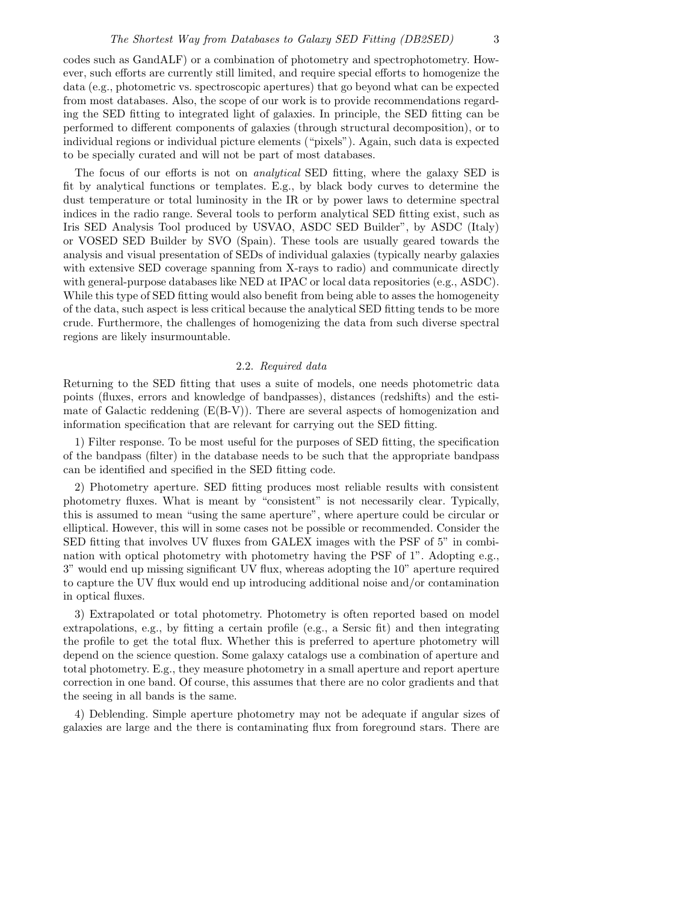codes such as GandALF) or a combination of photometry and spectrophotometry. However, such efforts are currently still limited, and require special efforts to homogenize the data (e.g., photometric vs. spectroscopic apertures) that go beyond what can be expected from most databases. Also, the scope of our work is to provide recommendations regarding the SED fitting to integrated light of galaxies. In principle, the SED fitting can be performed to different components of galaxies (through structural decomposition), or to individual regions or individual picture elements ("pixels"). Again, such data is expected to be specially curated and will not be part of most databases.

The focus of our efforts is not on *analytical* SED fitting, where the galaxy SED is fit by analytical functions or templates. E.g., by black body curves to determine the dust temperature or total luminosity in the IR or by power laws to determine spectral indices in the radio range. Several tools to perform analytical SED fitting exist, such as Iris SED Analysis Tool produced by USVAO, ASDC SED Builder", by ASDC (Italy) or VOSED SED Builder by SVO (Spain). These tools are usually geared towards the analysis and visual presentation of SEDs of individual galaxies (typically nearby galaxies with extensive SED coverage spanning from X-rays to radio) and communicate directly with general-purpose databases like NED at IPAC or local data repositories (e.g., ASDC). While this type of SED fitting would also benefit from being able to asses the homogeneity of the data, such aspect is less critical because the analytical SED fitting tends to be more crude. Furthermore, the challenges of homogenizing the data from such diverse spectral regions are likely insurmountable.

### 2.2. *Required data*

Returning to the SED fitting that uses a suite of models, one needs photometric data points (fluxes, errors and knowledge of bandpasses), distances (redshifts) and the estimate of Galactic reddening (E(B-V)). There are several aspects of homogenization and information specification that are relevant for carrying out the SED fitting.

1) Filter response. To be most useful for the purposes of SED fitting, the specification of the bandpass (filter) in the database needs to be such that the appropriate bandpass can be identified and specified in the SED fitting code.

2) Photometry aperture. SED fitting produces most reliable results with consistent photometry fluxes. What is meant by "consistent" is not necessarily clear. Typically, this is assumed to mean "using the same aperture", where aperture could be circular or elliptical. However, this will in some cases not be possible or recommended. Consider the SED fitting that involves UV fluxes from GALEX images with the PSF of 5" in combination with optical photometry with photometry having the PSF of 1". Adopting e.g., 3" would end up missing significant UV flux, whereas adopting the 10" aperture required to capture the UV flux would end up introducing additional noise and/or contamination in optical fluxes.

3) Extrapolated or total photometry. Photometry is often reported based on model extrapolations, e.g., by fitting a certain profile (e.g., a Sersic fit) and then integrating the profile to get the total flux. Whether this is preferred to aperture photometry will depend on the science question. Some galaxy catalogs use a combination of aperture and total photometry. E.g., they measure photometry in a small aperture and report aperture correction in one band. Of course, this assumes that there are no color gradients and that the seeing in all bands is the same.

4) Deblending. Simple aperture photometry may not be adequate if angular sizes of galaxies are large and the there is contaminating flux from foreground stars. There are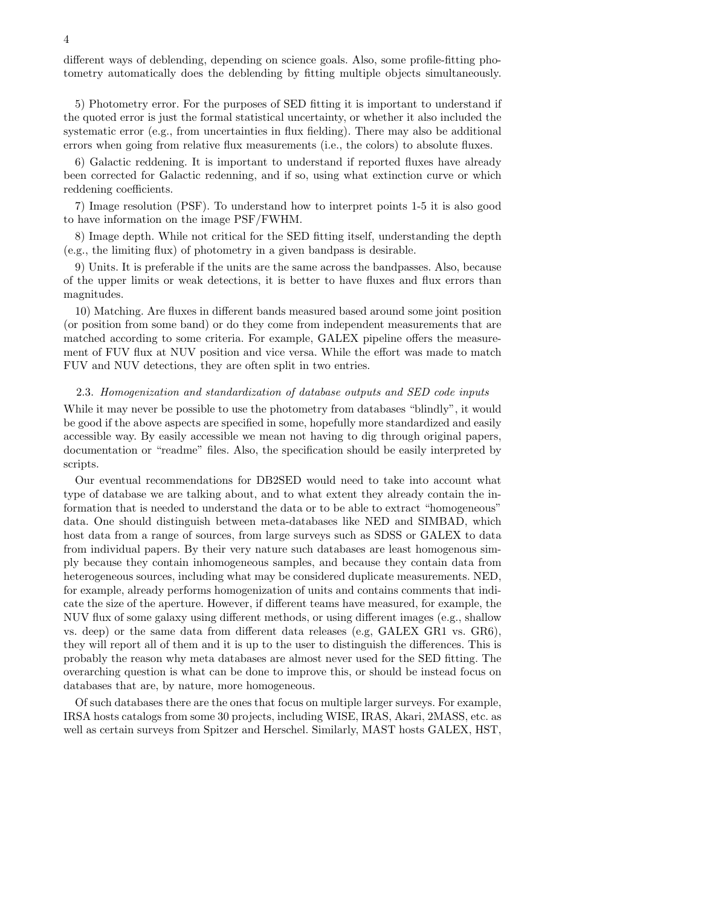different ways of deblending, depending on science goals. Also, some profile-fitting photometry automatically does the deblending by fitting multiple objects simultaneously.

5) Photometry error. For the purposes of SED fitting it is important to understand if the quoted error is just the formal statistical uncertainty, or whether it also included the systematic error (e.g., from uncertainties in flux fielding). There may also be additional errors when going from relative flux measurements (i.e., the colors) to absolute fluxes.

6) Galactic reddening. It is important to understand if reported fluxes have already been corrected for Galactic redenning, and if so, using what extinction curve or which reddening coefficients.

7) Image resolution (PSF). To understand how to interpret points 1-5 it is also good to have information on the image PSF/FWHM.

8) Image depth. While not critical for the SED fitting itself, understanding the depth (e.g., the limiting flux) of photometry in a given bandpass is desirable.

9) Units. It is preferable if the units are the same across the bandpasses. Also, because of the upper limits or weak detections, it is better to have fluxes and flux errors than magnitudes.

10) Matching. Are fluxes in different bands measured based around some joint position (or position from some band) or do they come from independent measurements that are matched according to some criteria. For example, GALEX pipeline offers the measurement of FUV flux at NUV position and vice versa. While the effort was made to match FUV and NUV detections, they are often split in two entries.

### 2.3. *Homogenization and standardization of database outputs and SED code inputs*

While it may never be possible to use the photometry from databases "blindly", it would be good if the above aspects are specified in some, hopefully more standardized and easily accessible way. By easily accessible we mean not having to dig through original papers, documentation or "readme" files. Also, the specification should be easily interpreted by scripts.

Our eventual recommendations for DB2SED would need to take into account what type of database we are talking about, and to what extent they already contain the information that is needed to understand the data or to be able to extract "homogeneous" data. One should distinguish between meta-databases like NED and SIMBAD, which host data from a range of sources, from large surveys such as SDSS or GALEX to data from individual papers. By their very nature such databases are least homogenous simply because they contain inhomogeneous samples, and because they contain data from heterogeneous sources, including what may be considered duplicate measurements. NED, for example, already performs homogenization of units and contains comments that indicate the size of the aperture. However, if different teams have measured, for example, the NUV flux of some galaxy using different methods, or using different images (e.g., shallow vs. deep) or the same data from different data releases (e.g, GALEX GR1 vs. GR6), they will report all of them and it is up to the user to distinguish the differences. This is probably the reason why meta databases are almost never used for the SED fitting. The overarching question is what can be done to improve this, or should be instead focus on databases that are, by nature, more homogeneous.

Of such databases there are the ones that focus on multiple larger surveys. For example, IRSA hosts catalogs from some 30 projects, including WISE, IRAS, Akari, 2MASS, etc. as well as certain surveys from Spitzer and Herschel. Similarly, MAST hosts GALEX, HST,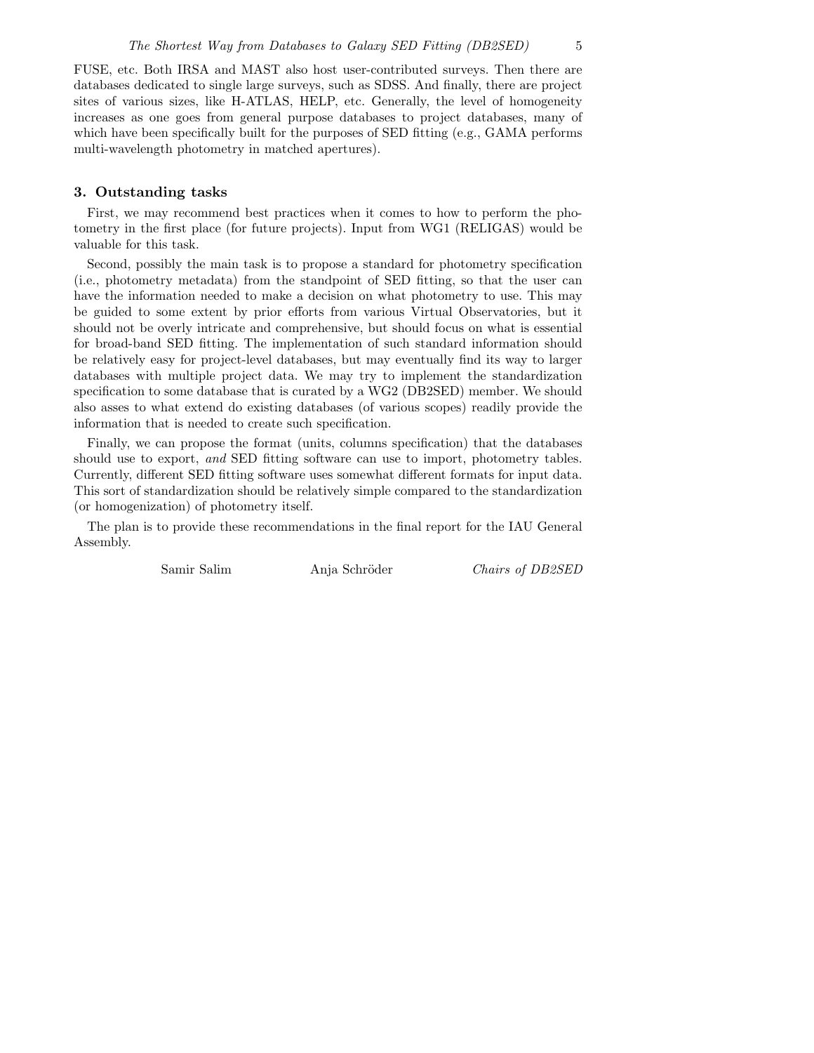FUSE, etc. Both IRSA and MAST also host user-contributed surveys. Then there are databases dedicated to single large surveys, such as SDSS. And finally, there are project sites of various sizes, like H-ATLAS, HELP, etc. Generally, the level of homogeneity increases as one goes from general purpose databases to project databases, many of which have been specifically built for the purposes of SED fitting (e.g., GAMA performs multi-wavelength photometry in matched apertures).

## 3. Outstanding tasks

First, we may recommend best practices when it comes to how to perform the photometry in the first place (for future projects). Input from WG1 (RELIGAS) would be valuable for this task.

Second, possibly the main task is to propose a standard for photometry specification (i.e., photometry metadata) from the standpoint of SED fitting, so that the user can have the information needed to make a decision on what photometry to use. This may be guided to some extent by prior efforts from various Virtual Observatories, but it should not be overly intricate and comprehensive, but should focus on what is essential for broad-band SED fitting. The implementation of such standard information should be relatively easy for project-level databases, but may eventually find its way to larger databases with multiple project data. We may try to implement the standardization specification to some database that is curated by a WG2 (DB2SED) member. We should also asses to what extend do existing databases (of various scopes) readily provide the information that is needed to create such specification.

Finally, we can propose the format (units, columns specification) that the databases should use to export, *and* SED fitting software can use to import, photometry tables. Currently, different SED fitting software uses somewhat different formats for input data. This sort of standardization should be relatively simple compared to the standardization (or homogenization) of photometry itself.

The plan is to provide these recommendations in the final report for the IAU General Assembly.

Samir Salim Anja Schröder *Chairs of DB2SED*